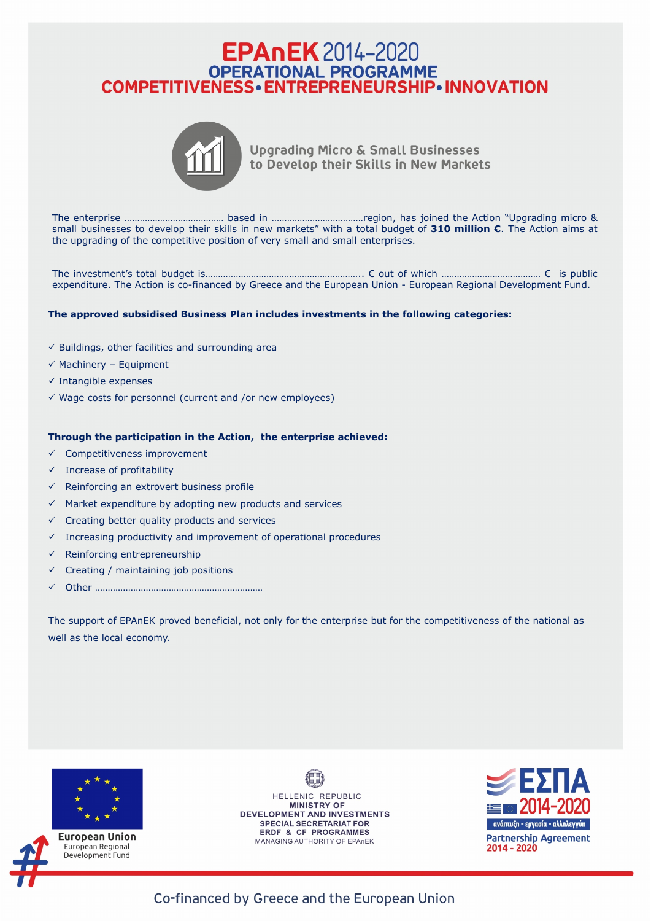# EPAnEK 2014-2020

## OPERATIONAL PROGRAMME

## COMPETITIVENESS • ENTREPRENEURSHIP • INNOVATION

### Upgrading Micro & Small Businesses to Develop their Skills in New Markets

The enterprise ………………………………… based in ……………………………..region, has joined the Action "Upgrading micro & small businesses to develop their skills in new markets" with a total budget of **310 million €**. The Action aims at the upgrading of the competitive position of very small and small enterprises.

The investment's total budget is…………………………………………………….. € out of which ………………………………. € is public expenditure. The Action is co-financed by Greece and the European Union - European Regional Development Fund.

**The approved subsidised Business Plan includes investments in the following categories:**

- ✓ Buildings, other facilities and surrounding area
- ✓ Machinery – Equipment
- ✓ Intangible expenses
- ✓ Wage costs for personnel (current and /or new employees)

**Through the participation in the Action, the enterprise achieved:**

- ✓ Competitiveness improvement
- ✓ Increase of profitability
- ✓ Reinforcing an extrovert business profile
- ✓ Market expenditure by adopting new products and services
- ✓ Creating better quality products and services
- ✓ Increasing productivity and improvement of operational procedures
- ✓ Reinforcing entrepreneurship
- ✓ Creating / maintaining job positions
- ✓ Other …………………………………………………………

The support of EPAnEK proved beneficial, not only for the enterprise but for the competitiveness of the national as well as the local economy.

European Union
European Regional Development Fund

HELLENIC REPUBLIC
MINISTRY OF DEVELOPMENT AND INVESTMENTS
SPECIAL SECRETARIAT FOR ERDF & CF PROGRAMMES
MANAGING AUTHORITY OF EPAnEK

ΕΣΠΑ 2014-2020
ανάπτυξη - εργασία - αλληλεγγύη
Partnership Agreement 2014 - 2020

Co-financed by Greece and the European Union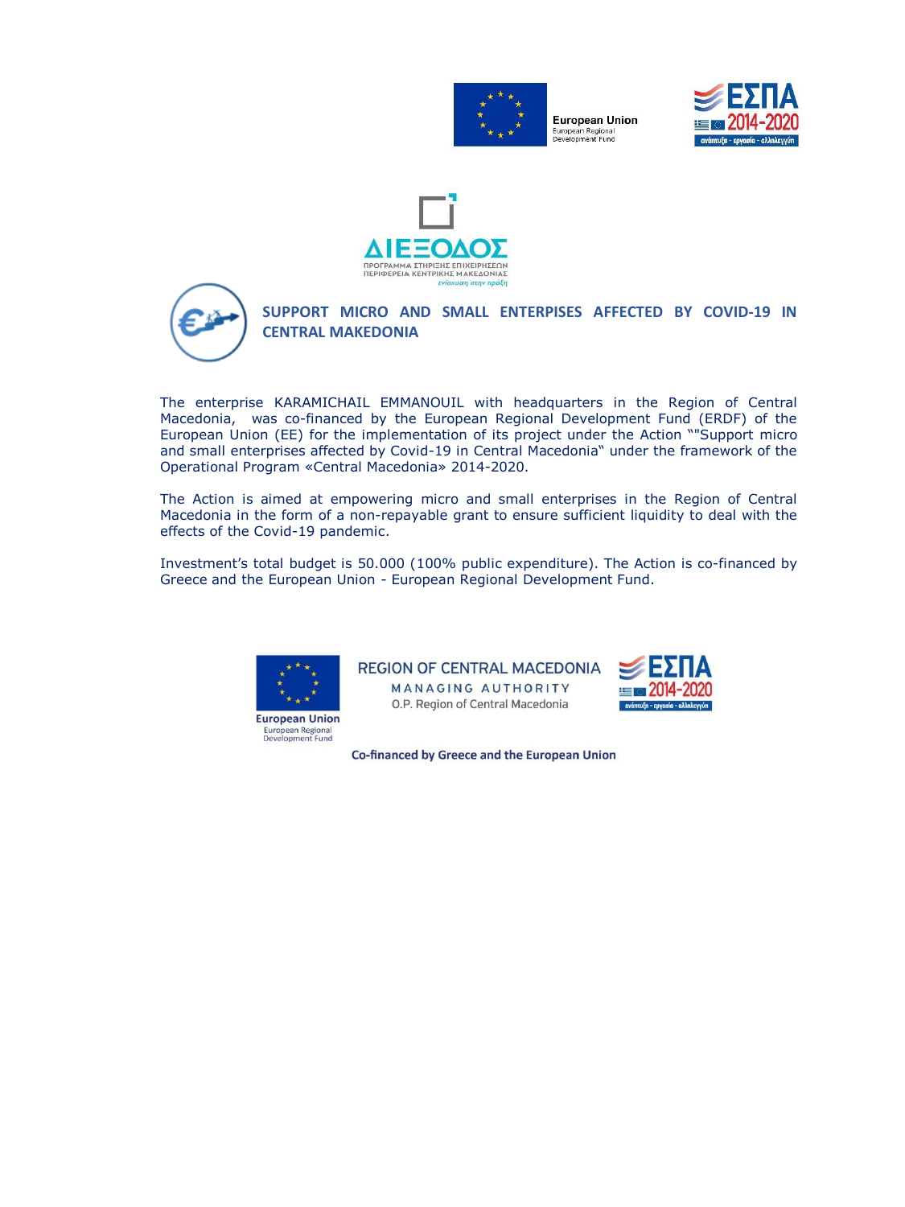European Union
European Regional Development Fund

ΕΣΠΑ 2014-2020
ανάπτυξη - εργασία - αλληλεγγύη

ΔΙΕΞΟΔΟΣ
ΠΡΟΓΡΑΜΜΑ ΣΤΗΡΙΞΗΣ ΕΠΙΧΕΙΡΗΣΕΩΝ
ΠΕΡΙΦΕΡΕΙΑ ΚΕΝΤΡΙΚΗΣ ΜΑΚΕΔΟΝΙΑΣ
*ενίσχυση στην πράξη*

## SUPPORT MICRO AND SMALL ENTERPISES AFFECTED BY COVID-19 IN CENTRAL MAKEDONIA

The enterprise KARAMICHAIL EMMANOUIL with headquarters in the Region of Central Macedonia, was co-financed by the European Regional Development Fund (ERDF) of the European Union (EE) for the implementation of its project under the Action “"Support micro and small enterprises affected by Covid-19 in Central Macedonia‟ under the framework of the Operational Program «Central Macedonia» 2014-2020.

The Action is aimed at empowering micro and small enterprises in the Region of Central Macedonia in the form of a non-repayable grant to ensure sufficient liquidity to deal with the effects of the Covid-19 pandemic.

Investment’s total budget is 50.000 (100% public expenditure). The Action is co-financed by Greece and the European Union - European Regional Development Fund.

European Union
European Regional Development Fund

REGION OF CENTRAL MACEDONIA
MANAGING AUTHORITY
O.P. Region of Central Macedonia

ΕΣΠΑ 2014-2020
ανάπτυξη - εργασία - αλληλεγγύη

Co-financed by Greece and the European Union